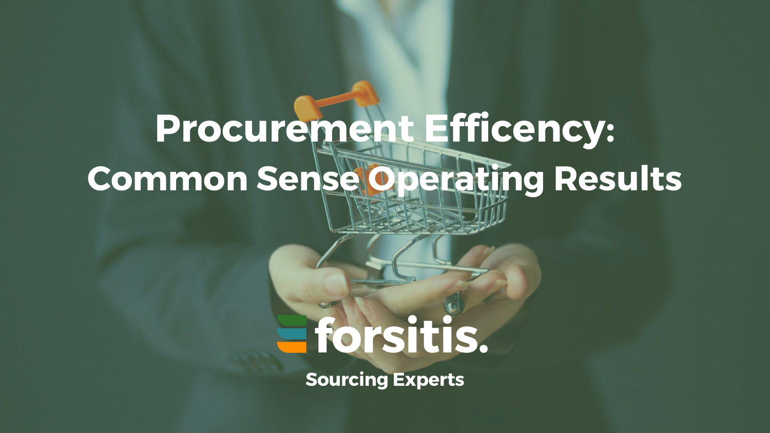# Procurement Efficency: Common Sense Operating Results

forsitis.

Sourcing Experts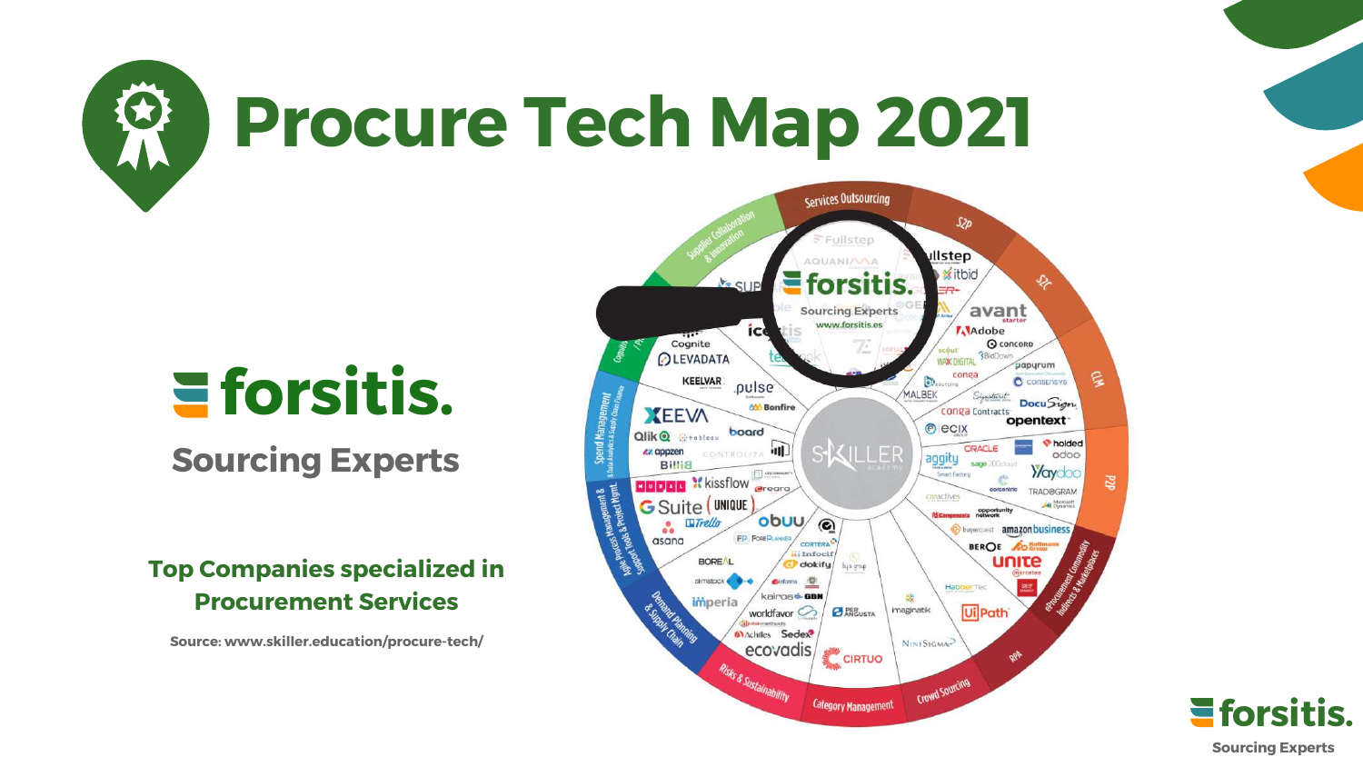# Procure Tech Map 2021

**forsitis.**

**Sourcing Experts**

**Top Companies specialized in Procurement Services**

**Source: www.skiller.education/procure-tech/**

**forsitis.**

**Sourcing Experts**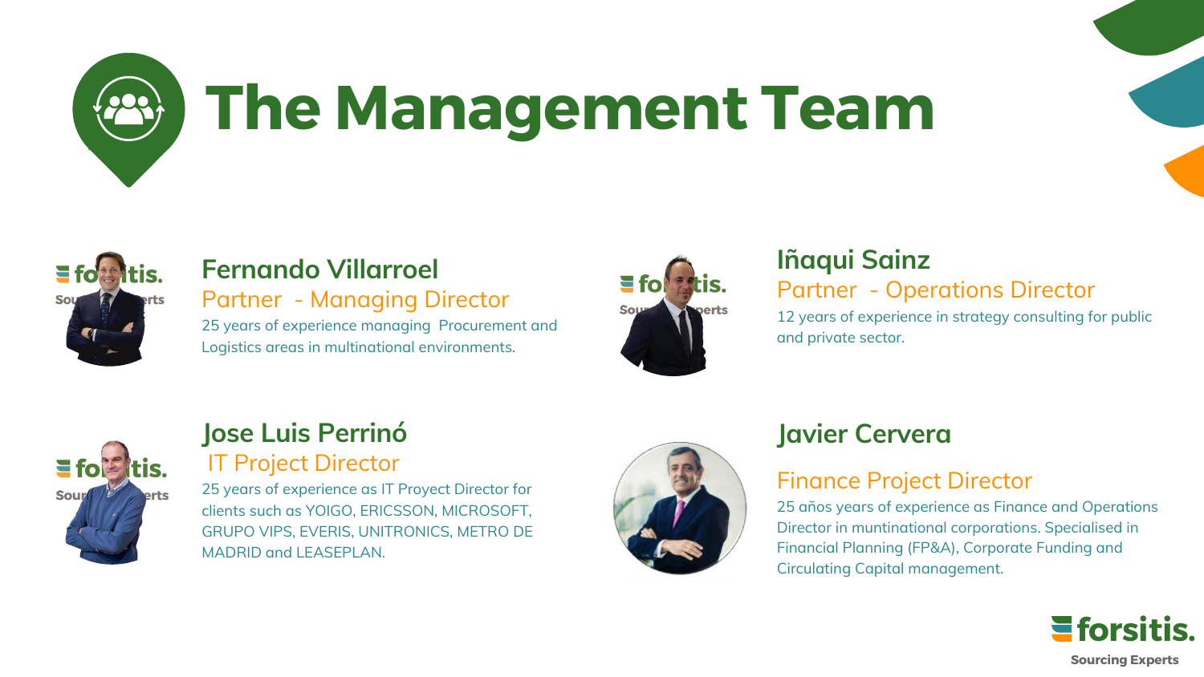# The Management Team

### Fernando Villarroel
Partner - Managing Director

25 years of experience managing Procurement and Logistics areas in multinational environments.

### Iñaqui Sainz
Partner - Operations Director

12 years of experience in strategy consulting for public and private sector.

### Jose Luis Perrinó
IT Project Director

25 years of experience as IT Proyect Director for clients such as YOIGO, ERICSSON, MICROSOFT, GRUPO VIPS, EVERIS, UNITRONICS, METRO DE MADRID and LEASEPLAN.

### Javier Cervera
Finance Project Director

25 años years of experience as Finance and Operations Director in muntinational corporations. Specialised in Financial Planning (FP&A), Corporate Funding and Circulating Capital management.

forsitis.
Sourcing Experts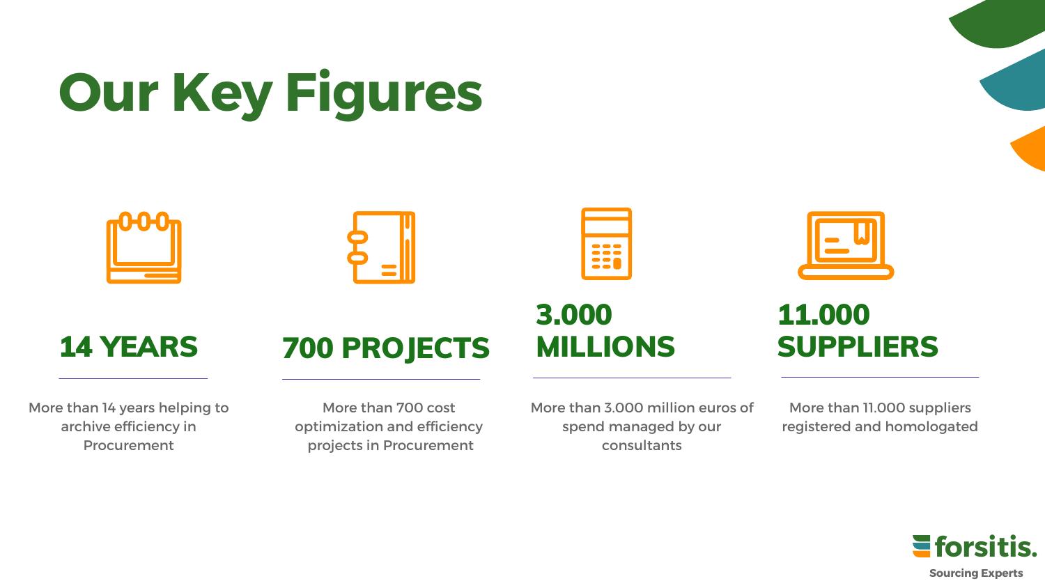# Our Key Figures

## 14 YEARS

More than 14 years helping to archive efficiency in Procurement

## 700 PROJECTS

More than 700 cost optimization and efficiency projects in Procurement

## 3.000 MILLIONS

More than 3.000 million euros of spend managed by our consultants

## 11.000 SUPPLIERS

More than 11.000 suppliers registered and homologated

forsitis.
Sourcing Experts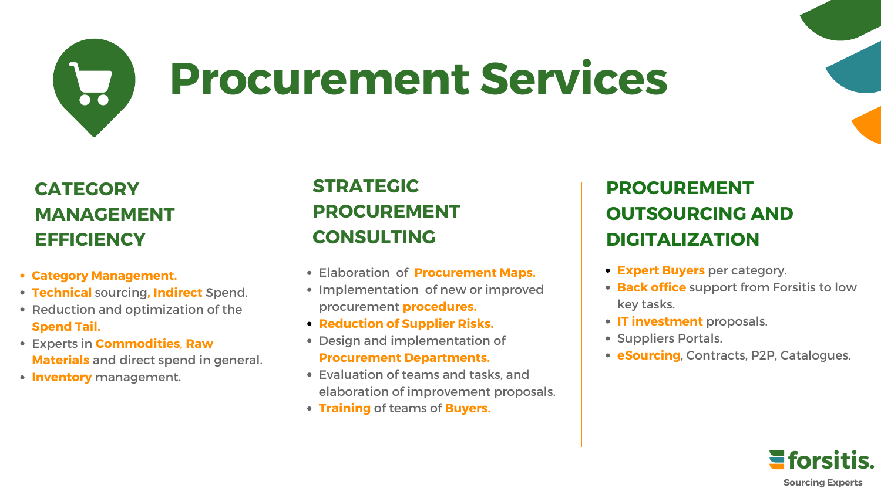# Procurement Services

## CATEGORY MANAGEMENT EFFICIENCY

- **Category Management.**
- **Technical** sourcing**, Indirect** Spend.
- Reduction and optimization of the **Spend Tail.**
- Experts in **Commodities**, **Raw Materials** and direct spend in general.
- **Inventory** management.

## STRATEGIC PROCUREMENT CONSULTING

- Elaboration of **Procurement Maps.**
- Implementation of new or improved procurement **procedures.**
- **Reduction of Supplier Risks.**
- Design and implementation of **Procurement Departments.**
- Evaluation of teams and tasks, and elaboration of improvement proposals.
- **Training** of teams of **Buyers.**

## PROCUREMENT OUTSOURCING AND DIGITALIZATION

- **Expert Buyers** per category.
- **Back office** support from Forsitis to low key tasks.
- **IT investment** proposals.
- Suppliers Portals.
- **eSourcing**, Contracts, P2P, Catalogues.

forsitis.
Sourcing Experts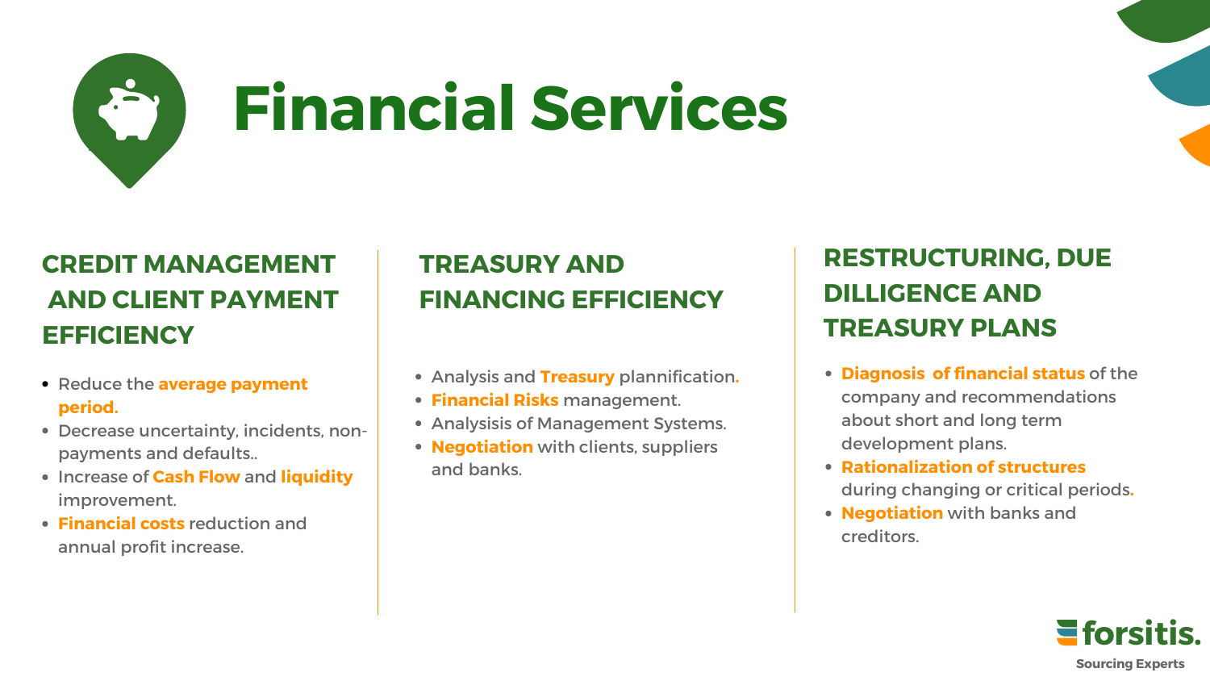# Financial Services

## CREDIT MANAGEMENT AND CLIENT PAYMENT EFFICIENCY

- Reduce the **average payment period.**
- Decrease uncertainty, incidents, non-payments and defaults..
- Increase of **Cash Flow** and **liquidity** improvement.
- **Financial costs** reduction and annual profit increase.

## TREASURY AND FINANCING EFFICIENCY

- Analysis and **Treasury** plannification.
- **Financial Risks** management.
- Analysisis of Management Systems.
- **Negotiation** with clients, suppliers and banks.

## RESTRUCTURING, DUE DILLIGENCE AND TREASURY PLANS

- **Diagnosis of financial status** of the company and recommendations about short and long term development plans.
- **Rationalization of structures** during changing or critical periods.
- **Negotiation** with banks and creditors.

forsitis.

Sourcing Experts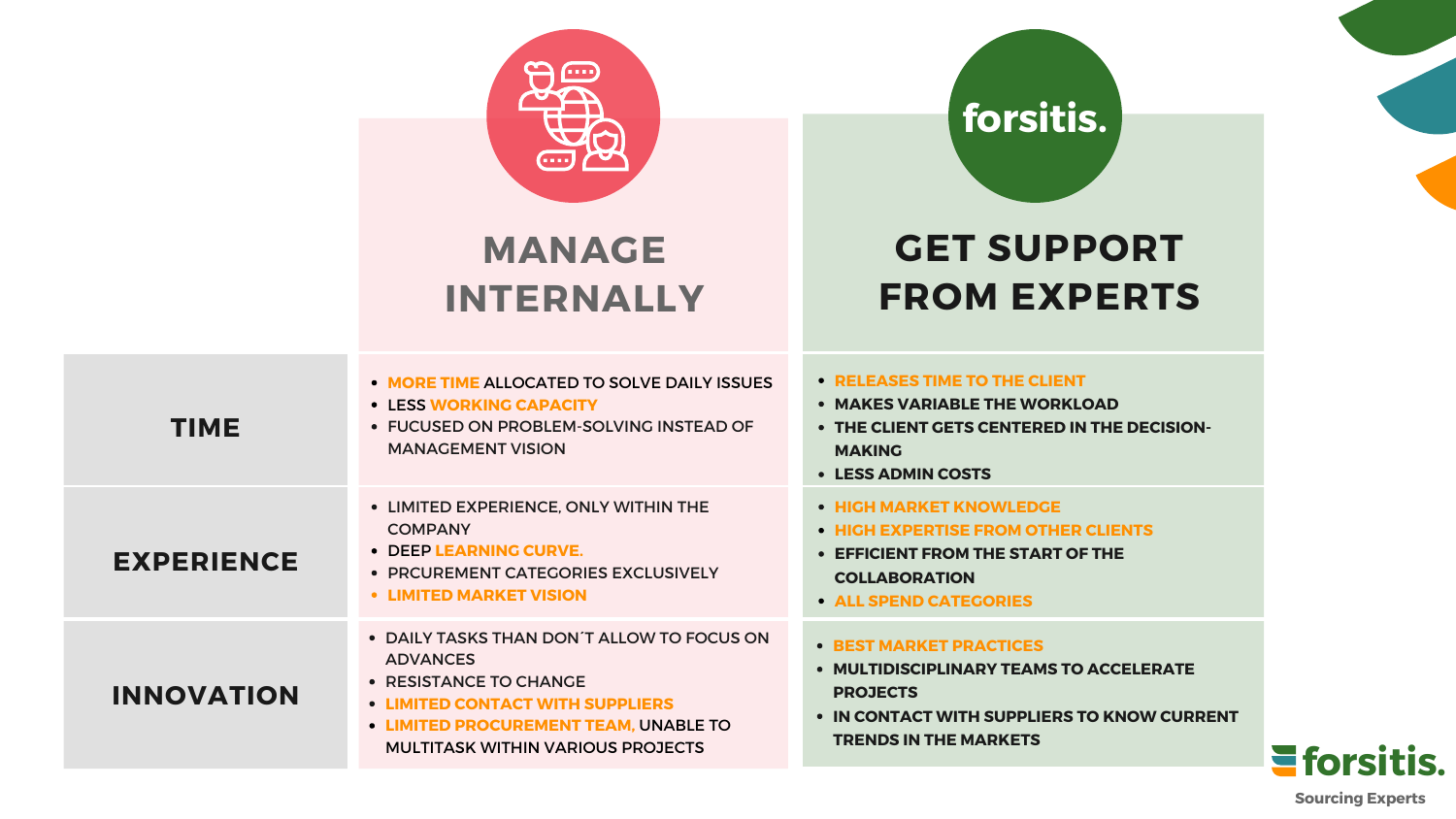| | MANAGE INTERNALLY | GET SUPPORT FROM EXPERTS |
|---|---|---|
| **TIME** | • MORE TIME ALLOCATED TO SOLVE DAILY ISSUES<br>• LESS WORKING CAPACITY<br>• FUCUSED ON PROBLEM-SOLVING INSTEAD OF MANAGEMENT VISION | • RELEASES TIME TO THE CLIENT<br>• MAKES VARIABLE THE WORKLOAD<br>• THE CLIENT GETS CENTERED IN THE DECISION-MAKING<br>• LESS ADMIN COSTS |
| **EXPERIENCE** | • LIMITED EXPERIENCE, ONLY WITHIN THE COMPANY<br>• DEEP LEARNING CURVE.<br>• PRCUREMENT CATEGORIES EXCLUSIVELY<br>• LIMITED MARKET VISION | • HIGH MARKET KNOWLEDGE<br>• HIGH EXPERTISE FROM OTHER CLIENTS<br>• EFFICIENT FROM THE START OF THE COLLABORATION<br>• ALL SPEND CATEGORIES |
| **INNOVATION** | • DAILY TASKS THAN DON´T ALLOW TO FOCUS ON ADVANCES<br>• RESISTANCE TO CHANGE<br>• LIMITED CONTACT WITH SUPPLIERS<br>• LIMITED PROCUREMENT TEAM, UNABLE TO MULTITASK WITHIN VARIOUS PROJECTS | • BEST MARKET PRACTICES<br>• MULTIDISCIPLINARY TEAMS TO ACCELERATE PROJECTS<br>• IN CONTACT WITH SUPPLIERS TO KNOW CURRENT TRENDS IN THE MARKETS |

forsitis.

Sourcing Experts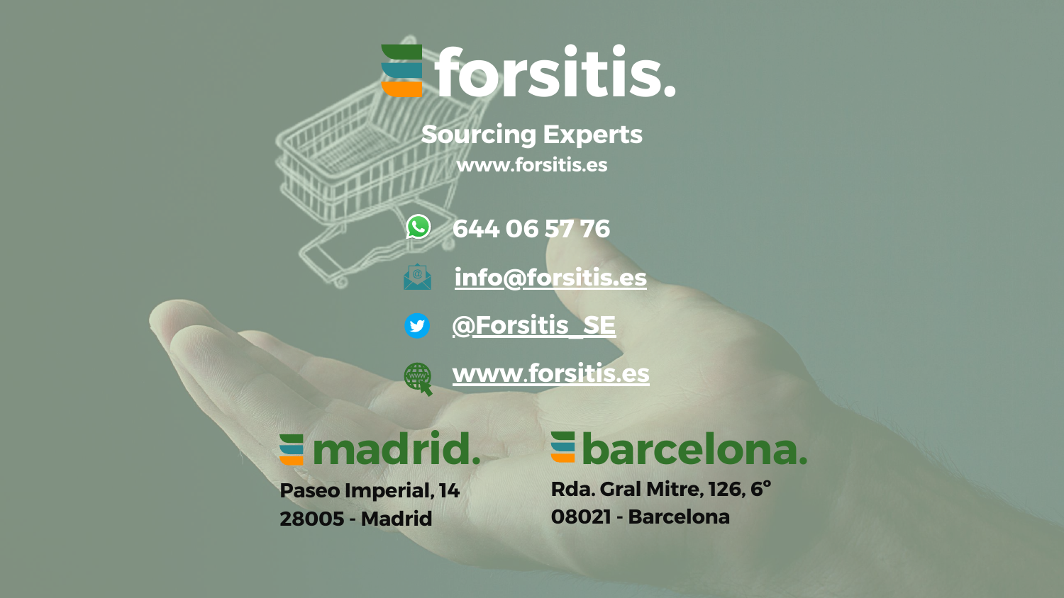# forsitis.

## Sourcing Experts

www.forsitis.es

644 06 57 76

info@forsitis.es

@Forsitis_SE

www.forsitis.es

## madrid.

Paseo Imperial, 14
28005 - Madrid

## barcelona.

Rda. Gral Mitre, 126, 6º
08021 - Barcelona